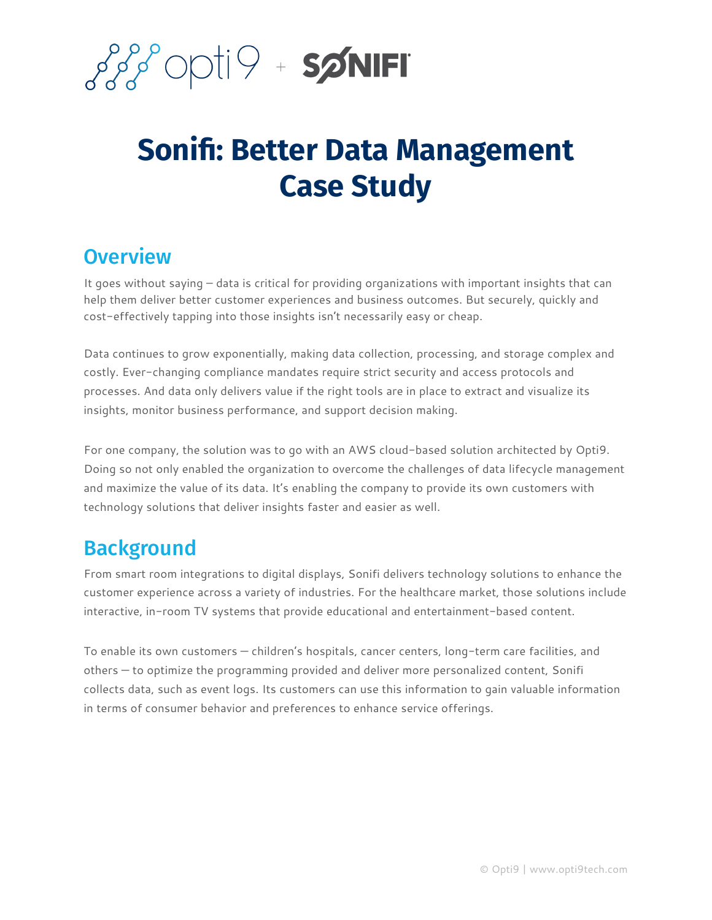# Sonifi: Better Data Management Case Study

## Overview

It goes without saying – data is critical for providing organizations with important insights that can help them deliver better customer experiences and business outcomes. But securely, quickly and cost-effectively tapping into those insights isn't necessarily easy or cheap.

Data continues to grow exponentially, making data collection, processing, and storage complex and costly. Ever-changing compliance mandates require strict security and access protocols and processes. And data only delivers value if the right tools are in place to extract and visualize its insights, monitor business performance, and support decision making.

For one company, the solution was to go with an AWS cloud-based solution architected by Opti9. Doing so not only enabled the organization to overcome the challenges of data lifecycle management and maximize the value of its data. It's enabling the company to provide its own customers with technology solutions that deliver insights faster and easier as well.

## Background

From smart room integrations to digital displays, Sonifi delivers technology solutions to enhance the customer experience across a variety of industries. For the healthcare market, those solutions include interactive, in-room TV systems that provide educational and entertainment-based content.

To enable its own customers — children's hospitals, cancer centers, long-term care facilities, and others — to optimize the programming provided and deliver more personalized content, Sonifi collects data, such as event logs. Its customers can use this information to gain valuable information in terms of consumer behavior and preferences to enhance service offerings.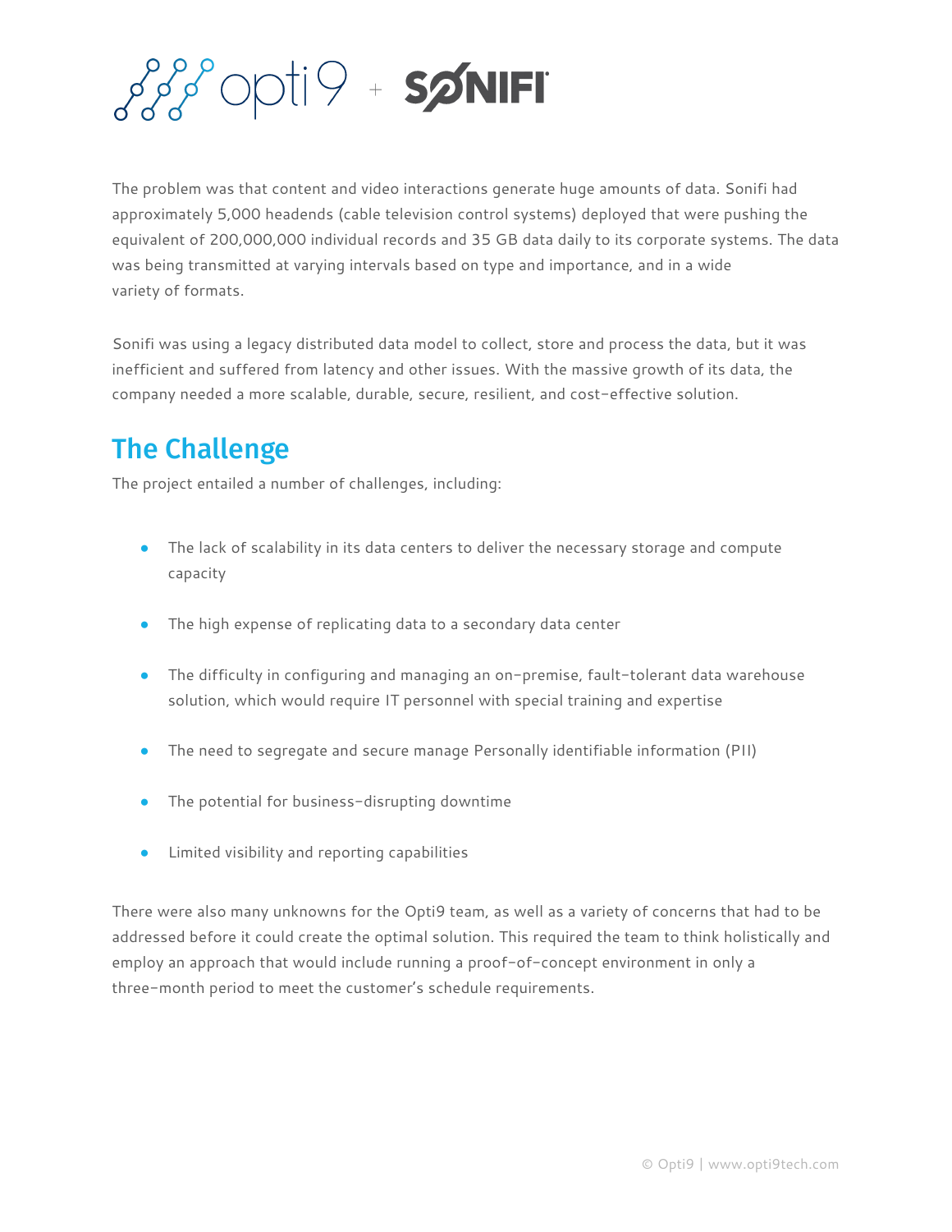The problem was that content and video interactions generate huge amounts of data. Sonifi had approximately 5,000 headends (cable television control systems) deployed that were pushing the equivalent of 200,000,000 individual records and 35 GB data daily to its corporate systems. The data was being transmitted at varying intervals based on type and importance, and in a wide variety of formats.

Sonifi was using a legacy distributed data model to collect, store and process the data, but it was inefficient and suffered from latency and other issues. With the massive growth of its data, the company needed a more scalable, durable, secure, resilient, and cost-effective solution.

## The Challenge

The project entailed a number of challenges, including:

- The lack of scalability in its data centers to deliver the necessary storage and compute capacity
- The high expense of replicating data to a secondary data center
- The difficulty in configuring and managing an on-premise, fault-tolerant data warehouse solution, which would require IT personnel with special training and expertise
- The need to segregate and secure manage Personally identifiable information (PII)
- The potential for business-disrupting downtime
- Limited visibility and reporting capabilities

There were also many unknowns for the Opti9 team, as well as a variety of concerns that had to be addressed before it could create the optimal solution. This required the team to think holistically and employ an approach that would include running a proof-of-concept environment in only a three-month period to meet the customer's schedule requirements.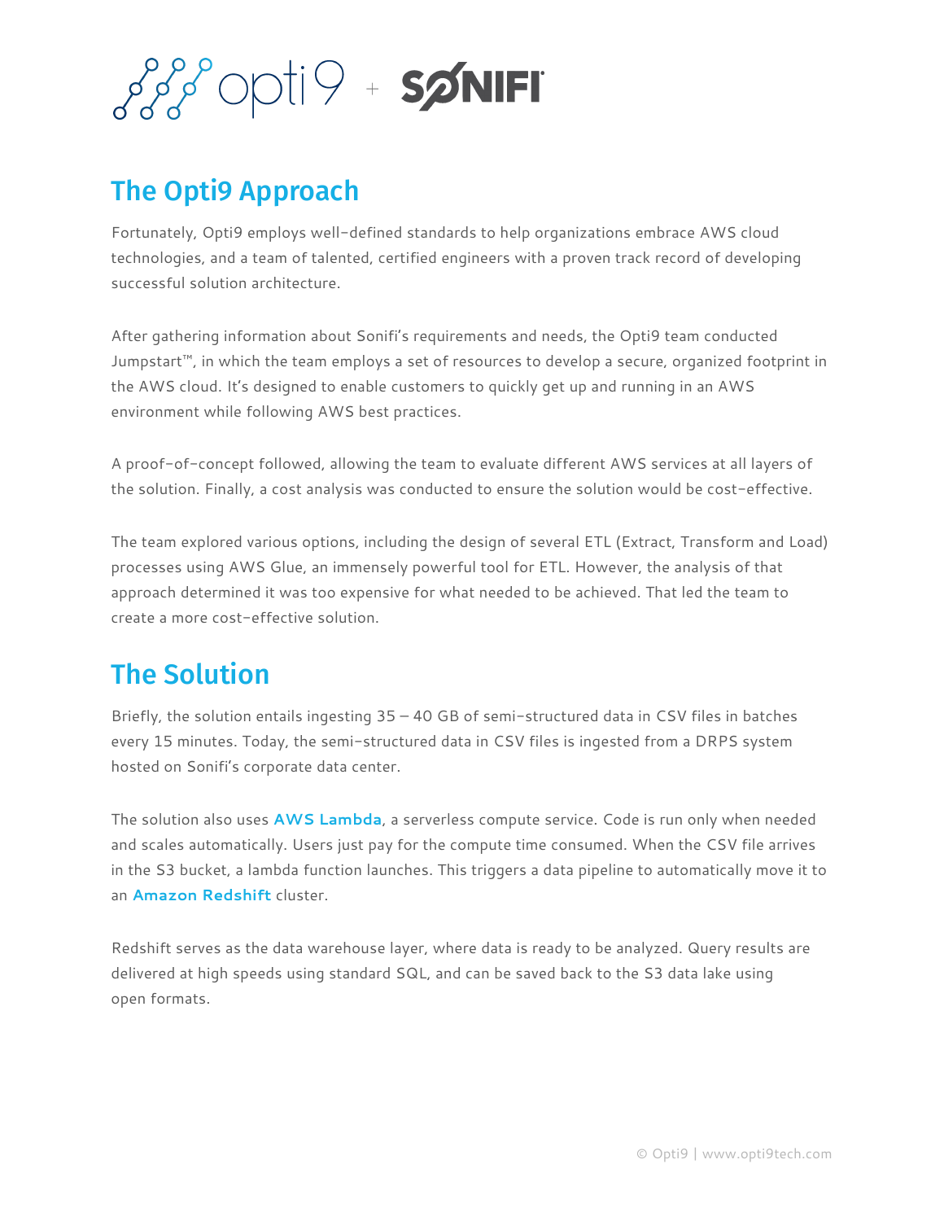## The Opti9 Approach

Fortunately, Opti9 employs well-defined standards to help organizations embrace AWS cloud technologies, and a team of talented, certified engineers with a proven track record of developing successful solution architecture.

After gathering information about Sonifi's requirements and needs, the Opti9 team conducted Jumpstart™, in which the team employs a set of resources to develop a secure, organized footprint in the AWS cloud. It's designed to enable customers to quickly get up and running in an AWS environment while following AWS best practices.

A proof-of-concept followed, allowing the team to evaluate different AWS services at all layers of the solution. Finally, a cost analysis was conducted to ensure the solution would be cost-effective.

The team explored various options, including the design of several ETL (Extract, Transform and Load) processes using AWS Glue, an immensely powerful tool for ETL. However, the analysis of that approach determined it was too expensive for what needed to be achieved. That led the team to create a more cost-effective solution.

## The Solution

Briefly, the solution entails ingesting 35 – 40 GB of semi-structured data in CSV files in batches every 15 minutes. Today, the semi-structured data in CSV files is ingested from a DRPS system hosted on Sonifi's corporate data center.

The solution also uses **AWS Lambda**, a serverless compute service. Code is run only when needed and scales automatically. Users just pay for the compute time consumed. When the CSV file arrives in the S3 bucket, a lambda function launches. This triggers a data pipeline to automatically move it to an **Amazon Redshift** cluster.

Redshift serves as the data warehouse layer, where data is ready to be analyzed. Query results are delivered at high speeds using standard SQL, and can be saved back to the S3 data lake using open formats.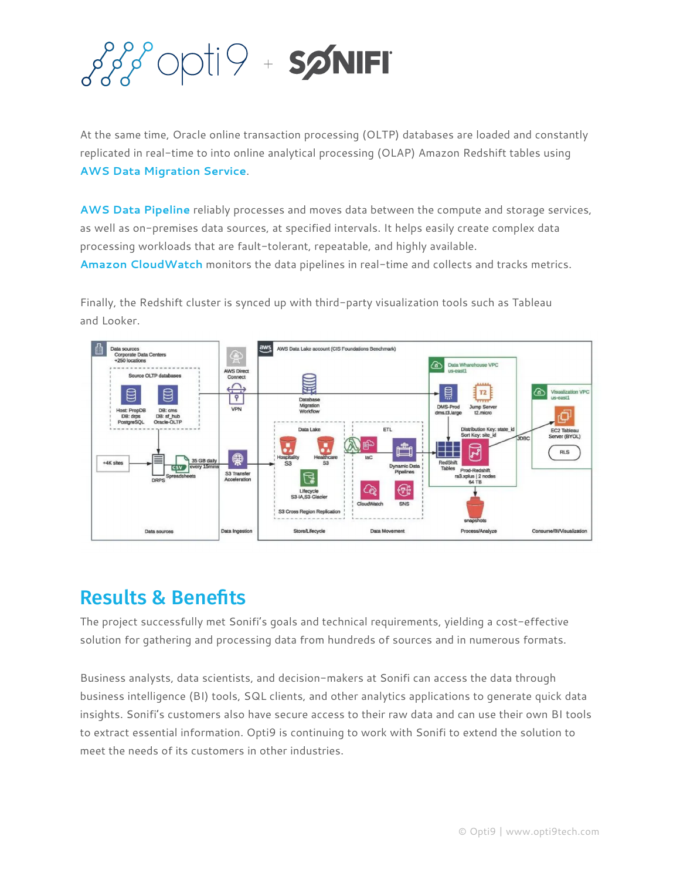At the same time, Oracle online transaction processing (OLTP) databases are loaded and constantly replicated in real-time to into online analytical processing (OLAP) Amazon Redshift tables using AWS Data Migration Service.

AWS Data Pipeline reliably processes and moves data between the compute and storage services, as well as on-premises data sources, at specified intervals. It helps easily create complex data processing workloads that are fault-tolerant, repeatable, and highly available.
Amazon CloudWatch monitors the data pipelines in real-time and collects and tracks metrics.

Finally, the Redshift cluster is synced up with third-party visualization tools such as Tableau and Looker.

## Results & Benefits

The project successfully met Sonifi's goals and technical requirements, yielding a cost-effective solution for gathering and processing data from hundreds of sources and in numerous formats.

Business analysts, data scientists, and decision-makers at Sonifi can access the data through business intelligence (BI) tools, SQL clients, and other analytics applications to generate quick data insights. Sonifi's customers also have secure access to their raw data and can use their own BI tools to extract essential information. Opti9 is continuing to work with Sonifi to extend the solution to meet the needs of its customers in other industries.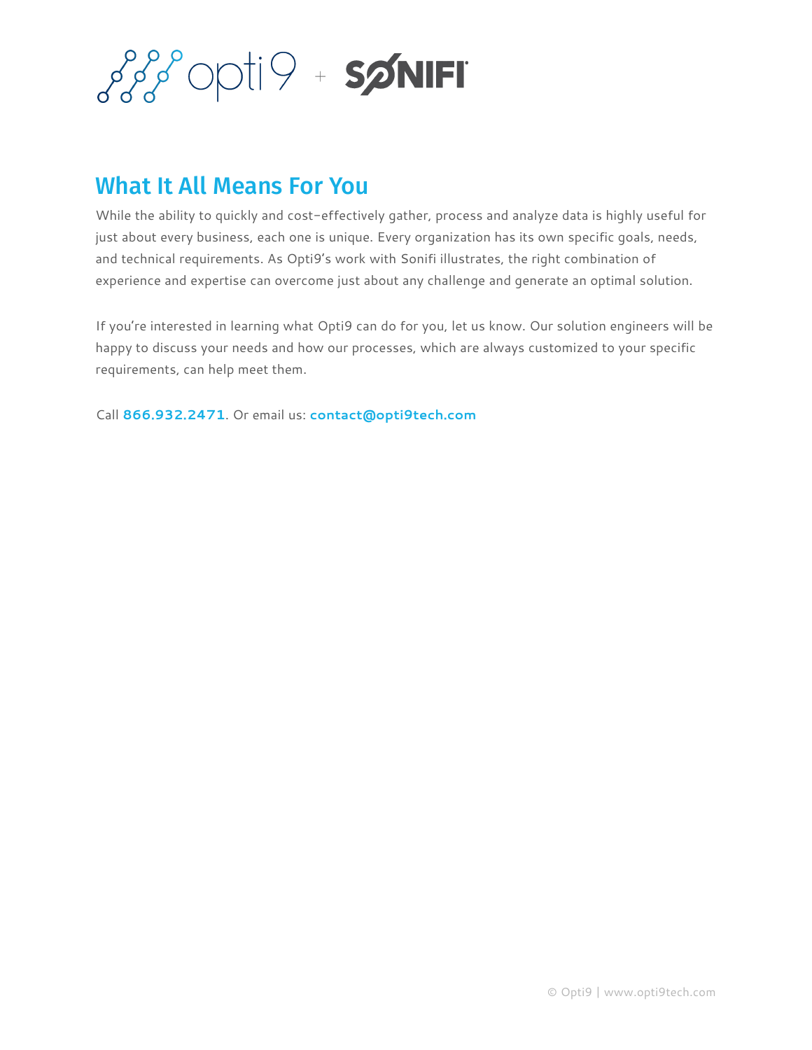## What It All Means For You

While the ability to quickly and cost-effectively gather, process and analyze data is highly useful for just about every business, each one is unique. Every organization has its own specific goals, needs, and technical requirements. As Opti9's work with Sonifi illustrates, the right combination of experience and expertise can overcome just about any challenge and generate an optimal solution.

If you're interested in learning what Opti9 can do for you, let us know. Our solution engineers will be happy to discuss your needs and how our processes, which are always customized to your specific requirements, can help meet them.

Call **866.932.2471**. Or email us: **contact@opti9tech.com**